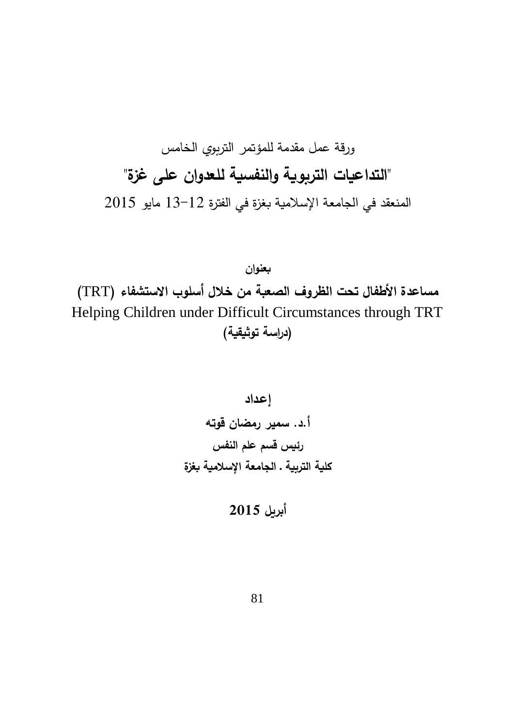ورقة عمل مقدمة للمؤتمر التربوي الخامس

# "التداعيات التربوية والنفسية للعدوان على غزة"

المنعقد في الجامعة الإسلامية بغزة في الفترة 12-13 مايو 2015

**بعنوان**

## مساعدة الأطفال تحت الظروف الصعبة من خلال أسلوب الاستشفاء (TRT)

Helping Children under Difficult Circumstances through TRT

**(دراسة توثيقية)**

**إعداد**

**أ.د. سمير رمضان قوته**

**رئيس قسم علم النفس**

**كلية التربية . الجامعة الإسلامية بغزة**

**أبريل 2015**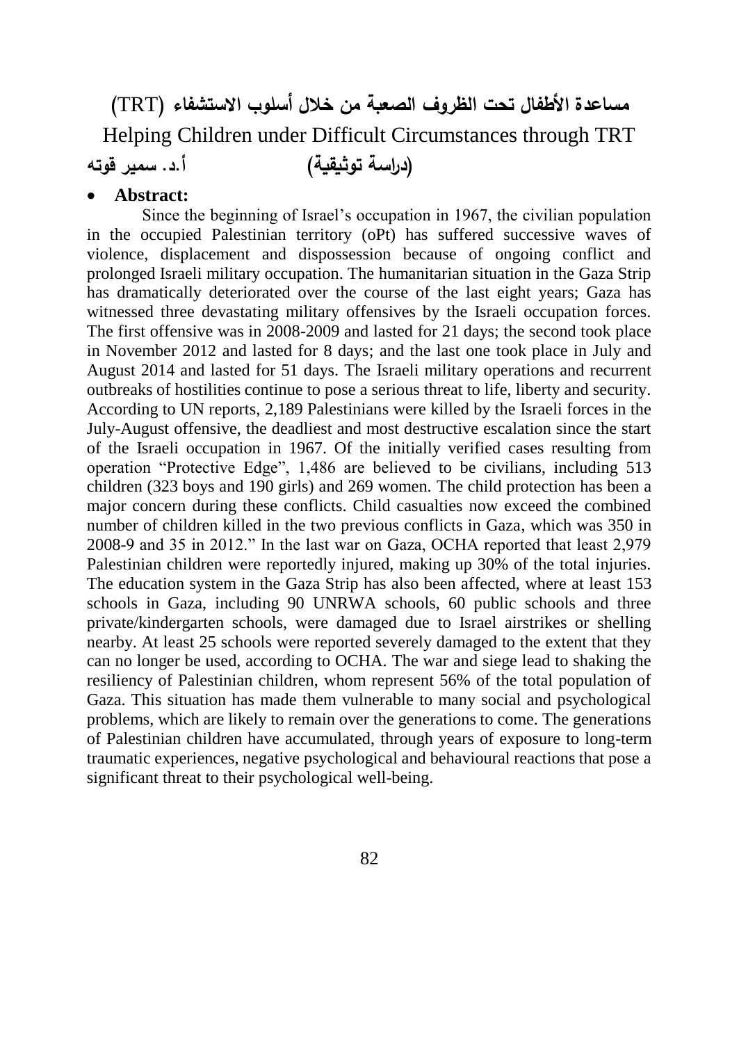# مساعدة الأطفال تحت الظروف الصعبة من خلال أسلوب الاستشفاء (TRT)

## Helping Children under Difficult Circumstances through TRT

**(دراسة توثيقية)** **أ.د. سمير قوته**

- **Abstract:**

Since the beginning of Israel's occupation in 1967, the civilian population in the occupied Palestinian territory (oPt) has suffered successive waves of violence, displacement and dispossession because of ongoing conflict and prolonged Israeli military occupation. The humanitarian situation in the Gaza Strip has dramatically deteriorated over the course of the last eight years; Gaza has witnessed three devastating military offensives by the Israeli occupation forces. The first offensive was in 2008-2009 and lasted for 21 days; the second took place in November 2012 and lasted for 8 days; and the last one took place in July and August 2014 and lasted for 51 days. The Israeli military operations and recurrent outbreaks of hostilities continue to pose a serious threat to life, liberty and security. According to UN reports, 2,189 Palestinians were killed by the Israeli forces in the July-August offensive, the deadliest and most destructive escalation since the start of the Israeli occupation in 1967. Of the initially verified cases resulting from operation "Protective Edge", 1,486 are believed to be civilians, including 513 children (323 boys and 190 girls) and 269 women. The child protection has been a major concern during these conflicts. Child casualties now exceed the combined number of children killed in the two previous conflicts in Gaza, which was 350 in 2008-9 and 35 in 2012." In the last war on Gaza, OCHA reported that least 2,979 Palestinian children were reportedly injured, making up 30% of the total injuries. The education system in the Gaza Strip has also been affected, where at least 153 schools in Gaza, including 90 UNRWA schools, 60 public schools and three private/kindergarten schools, were damaged due to Israel airstrikes or shelling nearby. At least 25 schools were reported severely damaged to the extent that they can no longer be used, according to OCHA. The war and siege lead to shaking the resiliency of Palestinian children, whom represent 56% of the total population of Gaza. This situation has made them vulnerable to many social and psychological problems, which are likely to remain over the generations to come. The generations of Palestinian children have accumulated, through years of exposure to long-term traumatic experiences, negative psychological and behavioural reactions that pose a significant threat to their psychological well-being.